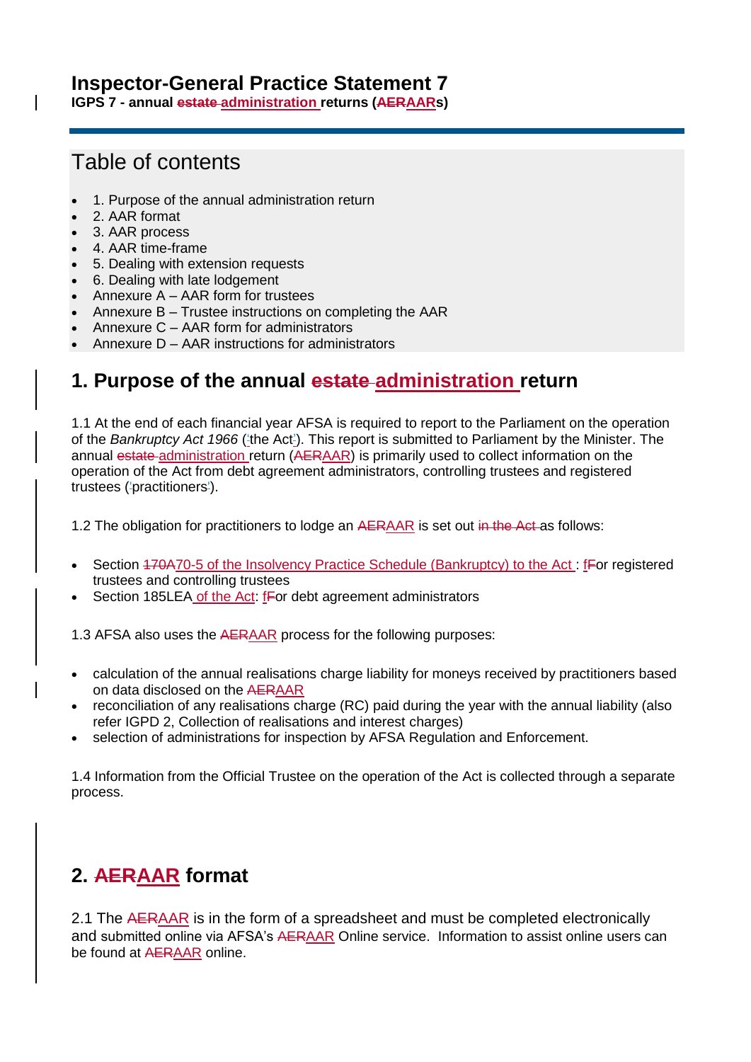# Inspector-General Practice Statement 7

**IGPS 7 - annual ~~estate~~ administration returns (~~AER~~AARs)**

## Table of contents

- 1. Purpose of the annual administration return
- 2. AAR format
- 3. AAR process
- 4. AAR time-frame
- 5. Dealing with extension requests
- 6. Dealing with late lodgement
- Annexure A – AAR form for trustees
- Annexure B – Trustee instructions on completing the AAR
- Annexure C – AAR form for administrators
- Annexure D – AAR instructions for administrators

## 1. Purpose of the annual ~~estate~~ administration return

1.1 At the end of each financial year AFSA is required to report to the Parliament on the operation of the *Bankruptcy Act 1966* ('the Act'). This report is submitted to Parliament by the Minister. The annual ~~estate~~ administration return (~~AER~~AAR) is primarily used to collect information on the operation of the Act from debt agreement administrators, controlling trustees and registered trustees ('practitioners').

1.2 The obligation for practitioners to lodge an ~~AER~~AAR is set out ~~in the Act~~ as follows:

- Section ~~170A~~70-5 of the Insolvency Practice Schedule (Bankruptcy) to the Act : f~~F~~or registered trustees and controlling trustees
- Section 185LEA of the Act: f~~F~~or debt agreement administrators

1.3 AFSA also uses the ~~AER~~AAR process for the following purposes:

- calculation of the annual realisations charge liability for moneys received by practitioners based on data disclosed on the ~~AER~~AAR
- reconciliation of any realisations charge (RC) paid during the year with the annual liability (also refer IGPD 2, Collection of realisations and interest charges)
- selection of administrations for inspection by AFSA Regulation and Enforcement.

1.4 Information from the Official Trustee on the operation of the Act is collected through a separate process.

## 2. ~~AER~~AAR format

2.1 The ~~AER~~AAR is in the form of a spreadsheet and must be completed electronically and submitted online via AFSA's ~~AER~~AAR Online service. Information to assist online users can be found at ~~AER~~AAR online.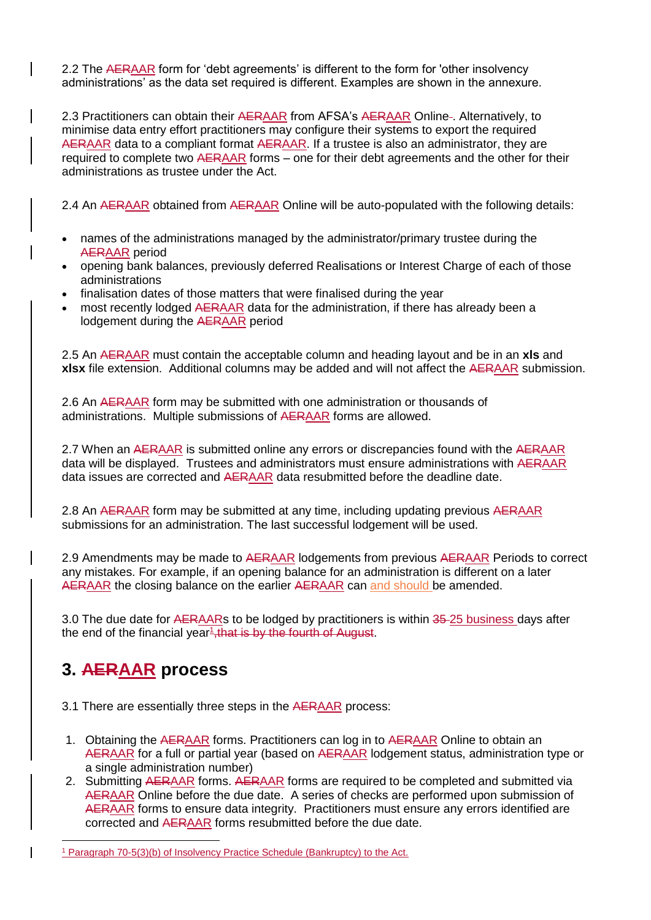2.2 The ~~AER~~AAR form for ‘debt agreements’ is different to the form for 'other insolvency administrations' as the data set required is different. Examples are shown in the annexure.

2.3 Practitioners can obtain their ~~AER~~AAR from AFSA’s ~~AER~~AAR Online~~-~~. Alternatively, to minimise data entry effort practitioners may configure their systems to export the required ~~AER~~AAR data to a compliant format ~~AER~~AAR. If a trustee is also an administrator, they are required to complete two ~~AER~~AAR forms – one for their debt agreements and the other for their administrations as trustee under the Act.

2.4 An ~~AER~~AAR obtained from ~~AER~~AAR Online will be auto-populated with the following details:

- names of the administrations managed by the administrator/primary trustee during the ~~AER~~AAR period
- opening bank balances, previously deferred Realisations or Interest Charge of each of those administrations
- finalisation dates of those matters that were finalised during the year
- most recently lodged ~~AER~~AAR data for the administration, if there has already been a lodgement during the ~~AER~~AAR period

2.5 An ~~AER~~AAR must contain the acceptable column and heading layout and be in an **xls** and **xlsx** file extension. Additional columns may be added and will not affect the ~~AER~~AAR submission.

2.6 An ~~AER~~AAR form may be submitted with one administration or thousands of administrations. Multiple submissions of ~~AER~~AAR forms are allowed.

2.7 When an ~~AER~~AAR is submitted online any errors or discrepancies found with the ~~AER~~AAR data will be displayed. Trustees and administrators must ensure administrations with ~~AER~~AAR data issues are corrected and ~~AER~~AAR data resubmitted before the deadline date.

2.8 An ~~AER~~AAR form may be submitted at any time, including updating previous ~~AER~~AAR submissions for an administration. The last successful lodgement will be used.

2.9 Amendments may be made to ~~AER~~AAR lodgements from previous ~~AER~~AAR Periods to correct any mistakes. For example, if an opening balance for an administration is different on a later ~~AER~~AAR the closing balance on the earlier ~~AER~~AAR can and should be amended.

3.0 The due date for ~~AER~~AARs to be lodged by practitioners is within ~~35~~ 25 business days after the end of the financial year[1]~~, that is by the fourth of August~~.

## 3. ~~AER~~AAR process

3.1 There are essentially three steps in the ~~AER~~AAR process:

1. Obtaining the ~~AER~~AAR forms. Practitioners can log in to ~~AER~~AAR Online to obtain an ~~AER~~AAR for a full or partial year (based on ~~AER~~AAR lodgement status, administration type or a single administration number)
2. Submitting ~~AER~~AAR forms. ~~AER~~AAR forms are required to be completed and submitted via ~~AER~~AAR Online before the due date. A series of checks are performed upon submission of ~~AER~~AAR forms to ensure data integrity. Practitioners must ensure any errors identified are corrected and ~~AER~~AAR forms resubmitted before the due date.

[1] Paragraph 70-5(3)(b) of Insolvency Practice Schedule (Bankruptcy) to the Act.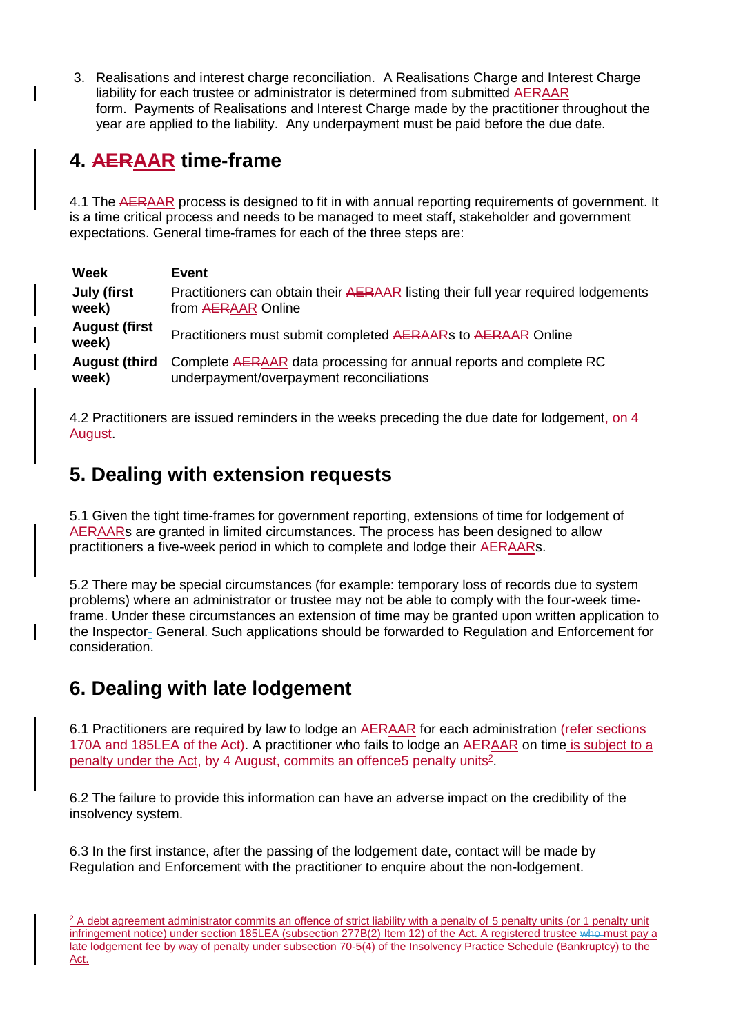3. Realisations and interest charge reconciliation. A Realisations Charge and Interest Charge liability for each trustee or administrator is determined from submitted ~~AER~~AAR form. Payments of Realisations and Interest Charge made by the practitioner throughout the year are applied to the liability. Any underpayment must be paid before the due date.

## 4. ~~AER~~AAR time-frame

4.1 The ~~AER~~AAR process is designed to fit in with annual reporting requirements of government. It is a time critical process and needs to be managed to meet staff, stakeholder and government expectations. General time-frames for each of the three steps are:

| Week | Event |
|---|---|
| **July (first week)** | Practitioners can obtain their ~~AER~~AAR listing their full year required lodgements from ~~AER~~AAR Online |
| **August (first week)** | Practitioners must submit completed ~~AER~~AARs to ~~AER~~AAR Online |
| **August (third week)** | Complete ~~AER~~AAR data processing for annual reports and complete RC underpayment/overpayment reconciliations |

4.2 Practitioners are issued reminders in the weeks preceding the due date for lodgement~~, on 4 August~~.

## 5. Dealing with extension requests

5.1 Given the tight time-frames for government reporting, extensions of time for lodgement of ~~AER~~AARs are granted in limited circumstances. The process has been designed to allow practitioners a five-week period in which to complete and lodge their ~~AER~~AARs.

5.2 There may be special circumstances (for example: temporary loss of records due to system problems) where an administrator or trustee may not be able to comply with the four-week time-frame. Under these circumstances an extension of time may be granted upon written application to the Inspector-General. Such applications should be forwarded to Regulation and Enforcement for consideration.

## 6. Dealing with late lodgement

6.1 Practitioners are required by law to lodge an ~~AER~~AAR for each administration~~ (refer sections 170A and 185LEA of the Act)~~. A practitioner who fails to lodge an ~~AER~~AAR on time is subject to a penalty under the Act~~, by 4 August, commits an offence5 penalty units~~[2].

6.2 The failure to provide this information can have an adverse impact on the credibility of the insolvency system.

6.3 In the first instance, after the passing of the lodgement date, contact will be made by Regulation and Enforcement with the practitioner to enquire about the non-lodgement.

---

[2] A debt agreement administrator commits an offence of strict liability with a penalty of 5 penalty units (or 1 penalty unit infringement notice) under section 185LEA (subsection 277B(2) Item 12) of the Act. A registered trustee ~~who~~ must pay a late lodgement fee by way of penalty under subsection 70-5(4) of the Insolvency Practice Schedule (Bankruptcy) to the Act.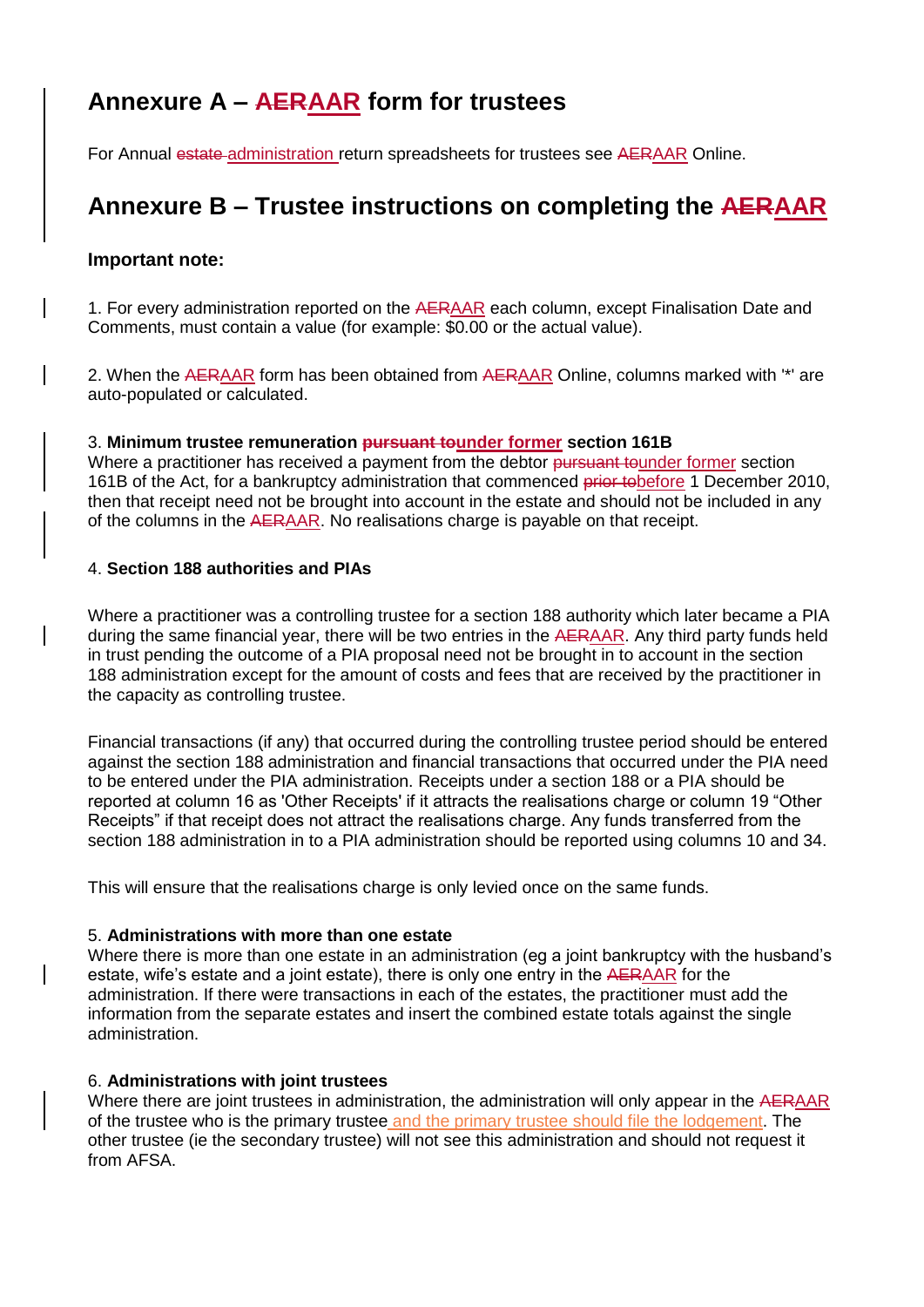# Annexure A – ~~AER~~AAR form for trustees

For Annual ~~estate~~ administration return spreadsheets for trustees see ~~AER~~AAR Online.

# Annexure B – Trustee instructions on completing the ~~AER~~AAR

**Important note:**

1. For every administration reported on the ~~AER~~AAR each column, except Finalisation Date and Comments, must contain a value (for example: $0.00 or the actual value).

2. When the ~~AER~~AAR form has been obtained from ~~AER~~AAR Online, columns marked with '*' are auto-populated or calculated.

3. **Minimum trustee remuneration ~~pursuant to~~under former section 161B**
Where a practitioner has received a payment from the debtor ~~pursuant to~~under former section 161B of the Act, for a bankruptcy administration that commenced ~~prior to~~before 1 December 2010, then that receipt need not be brought into account in the estate and should not be included in any of the columns in the ~~AER~~AAR. No realisations charge is payable on that receipt.

4. **Section 188 authorities and PIAs**

Where a practitioner was a controlling trustee for a section 188 authority which later became a PIA during the same financial year, there will be two entries in the ~~AER~~AAR. Any third party funds held in trust pending the outcome of a PIA proposal need not be brought in to account in the section 188 administration except for the amount of costs and fees that are received by the practitioner in the capacity as controlling trustee.

Financial transactions (if any) that occurred during the controlling trustee period should be entered against the section 188 administration and financial transactions that occurred under the PIA need to be entered under the PIA administration. Receipts under a section 188 or a PIA should be reported at column 16 as 'Other Receipts' if it attracts the realisations charge or column 19 "Other Receipts" if that receipt does not attract the realisations charge. Any funds transferred from the section 188 administration in to a PIA administration should be reported using columns 10 and 34.

This will ensure that the realisations charge is only levied once on the same funds.

5. **Administrations with more than one estate**
Where there is more than one estate in an administration (eg a joint bankruptcy with the husband's estate, wife's estate and a joint estate), there is only one entry in the ~~AER~~AAR for the administration. If there were transactions in each of the estates, the practitioner must add the information from the separate estates and insert the combined estate totals against the single administration.

6. **Administrations with joint trustees**
Where there are joint trustees in administration, the administration will only appear in the ~~AER~~AAR of the trustee who is the primary trustee and the primary trustee should file the lodgement. The other trustee (ie the secondary trustee) will not see this administration and should not request it from AFSA.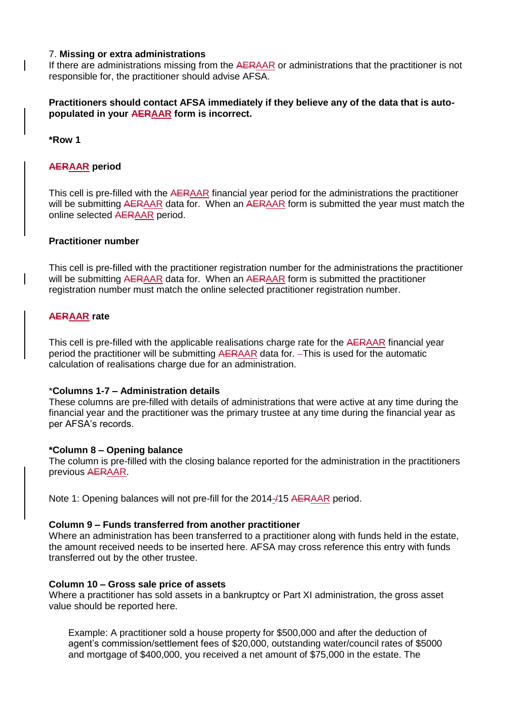7. **Missing or extra administrations**
If there are administrations missing from the ~~AER~~AAR or administrations that the practitioner is not responsible for, the practitioner should advise AFSA.

**Practitioners should contact AFSA immediately if they believe any of the data that is auto-populated in your ~~AER~~AAR form is incorrect.**

**\*Row 1**

**~~AER~~AAR period**

This cell is pre-filled with the ~~AER~~AAR financial year period for the administrations the practitioner will be submitting ~~AER~~AAR data for. When an ~~AER~~AAR form is submitted the year must match the online selected ~~AER~~AAR period.

**Practitioner number**

This cell is pre-filled with the practitioner registration number for the administrations the practitioner will be submitting ~~AER~~AAR data for. When an ~~AER~~AAR form is submitted the practitioner registration number must match the online selected practitioner registration number.

**~~AER~~AAR rate**

This cell is pre-filled with the applicable realisations charge rate for the ~~AER~~AAR financial year period the practitioner will be submitting ~~AER~~AAR data for. ~~–~~This is used for the automatic calculation of realisations charge due for an administration.

\***Columns 1-7 – Administration details**
These columns are pre-filled with details of administrations that were active at any time during the financial year and the practitioner was the primary trustee at any time during the financial year as per AFSA's records.

**\*Column 8 – Opening balance**
The column is pre-filled with the closing balance reported for the administration in the practitioners previous ~~AER~~AAR.

Note 1: Opening balances will not pre-fill for the 2014~~-~~/15 ~~AER~~AAR period.

**Column 9 – Funds transferred from another practitioner**
Where an administration has been transferred to a practitioner along with funds held in the estate, the amount received needs to be inserted here. AFSA may cross reference this entry with funds transferred out by the other trustee.

**Column 10 – Gross sale price of assets**
Where a practitioner has sold assets in a bankruptcy or Part XI administration, the gross asset value should be reported here.

> Example: A practitioner sold a house property for $500,000 and after the deduction of agent's commission/settlement fees of $20,000, outstanding water/council rates of $5000 and mortgage of $400,000, you received a net amount of $75,000 in the estate. The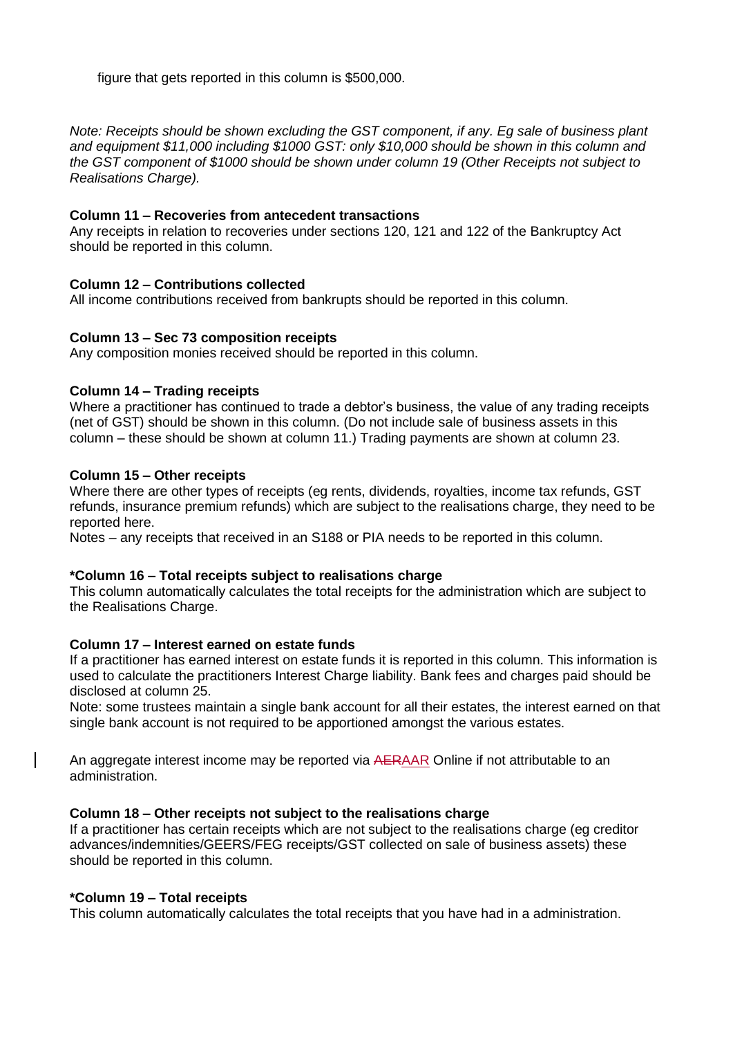figure that gets reported in this column is $500,000.

*Note: Receipts should be shown excluding the GST component, if any. Eg sale of business plant and equipment $11,000 including $1000 GST: only $10,000 should be shown in this column and the GST component of $1000 should be shown under column 19 (Other Receipts not subject to Realisations Charge).*

**Column 11 – Recoveries from antecedent transactions**
Any receipts in relation to recoveries under sections 120, 121 and 122 of the Bankruptcy Act should be reported in this column.

**Column 12 – Contributions collected**
All income contributions received from bankrupts should be reported in this column.

**Column 13 – Sec 73 composition receipts**
Any composition monies received should be reported in this column.

**Column 14 – Trading receipts**
Where a practitioner has continued to trade a debtor's business, the value of any trading receipts (net of GST) should be shown in this column. (Do not include sale of business assets in this column – these should be shown at column 11.) Trading payments are shown at column 23.

**Column 15 – Other receipts**
Where there are other types of receipts (eg rents, dividends, royalties, income tax refunds, GST refunds, insurance premium refunds) which are subject to the realisations charge, they need to be reported here.
Notes – any receipts that received in an S188 or PIA needs to be reported in this column.

**\*Column 16 – Total receipts subject to realisations charge**
This column automatically calculates the total receipts for the administration which are subject to the Realisations Charge.

**Column 17 – Interest earned on estate funds**
If a practitioner has earned interest on estate funds it is reported in this column. This information is used to calculate the practitioners Interest Charge liability. Bank fees and charges paid should be disclosed at column 25.
Note: some trustees maintain a single bank account for all their estates, the interest earned on that single bank account is not required to be apportioned amongst the various estates.

An aggregate interest income may be reported via ~~AER~~AAR Online if not attributable to an administration.

**Column 18 – Other receipts not subject to the realisations charge**
If a practitioner has certain receipts which are not subject to the realisations charge (eg creditor advances/indemnities/GEERS/FEG receipts/GST collected on sale of business assets) these should be reported in this column.

**\*Column 19 – Total receipts**
This column automatically calculates the total receipts that you have had in a administration.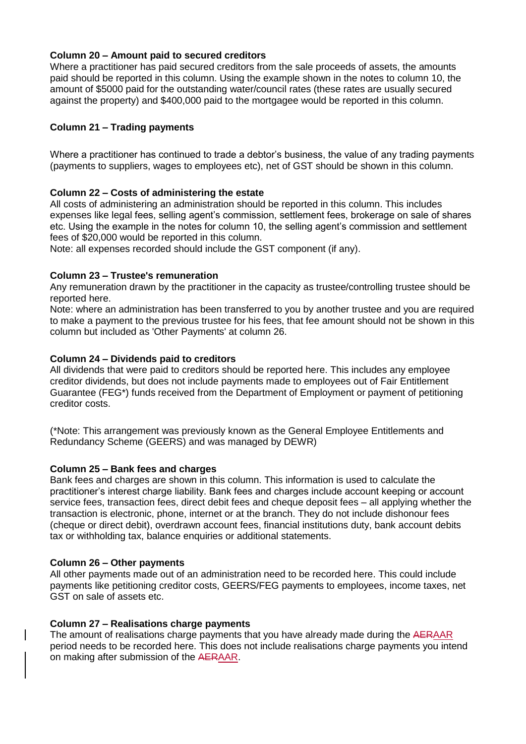**Column 20 – Amount paid to secured creditors**

Where a practitioner has paid secured creditors from the sale proceeds of assets, the amounts paid should be reported in this column. Using the example shown in the notes to column 10, the amount of $5000 paid for the outstanding water/council rates (these rates are usually secured against the property) and $400,000 paid to the mortgagee would be reported in this column.

**Column 21 – Trading payments**

Where a practitioner has continued to trade a debtor's business, the value of any trading payments (payments to suppliers, wages to employees etc), net of GST should be shown in this column.

**Column 22 – Costs of administering the estate**

All costs of administering an administration should be reported in this column. This includes expenses like legal fees, selling agent's commission, settlement fees, brokerage on sale of shares etc. Using the example in the notes for column 10, the selling agent's commission and settlement fees of $20,000 would be reported in this column.

Note: all expenses recorded should include the GST component (if any).

**Column 23 – Trustee's remuneration**

Any remuneration drawn by the practitioner in the capacity as trustee/controlling trustee should be reported here.

Note: where an administration has been transferred to you by another trustee and you are required to make a payment to the previous trustee for his fees, that fee amount should not be shown in this column but included as 'Other Payments' at column 26.

**Column 24 – Dividends paid to creditors**

All dividends that were paid to creditors should be reported here. This includes any employee creditor dividends, but does not include payments made to employees out of Fair Entitlement Guarantee (FEG*) funds received from the Department of Employment or payment of petitioning creditor costs.

(*Note: This arrangement was previously known as the General Employee Entitlements and Redundancy Scheme (GEERS) and was managed by DEWR)

**Column 25 – Bank fees and charges**

Bank fees and charges are shown in this column. This information is used to calculate the practitioner's interest charge liability. Bank fees and charges include account keeping or account service fees, transaction fees, direct debit fees and cheque deposit fees – all applying whether the transaction is electronic, phone, internet or at the branch. They do not include dishonour fees (cheque or direct debit), overdrawn account fees, financial institutions duty, bank account debits tax or withholding tax, balance enquiries or additional statements.

**Column 26 – Other payments**

All other payments made out of an administration need to be recorded here. This could include payments like petitioning creditor costs, GEERS/FEG payments to employees, income taxes, net GST on sale of assets etc.

**Column 27 – Realisations charge payments**

The amount of realisations charge payments that you have already made during the ~~AER~~AAR period needs to be recorded here. This does not include realisations charge payments you intend on making after submission of the ~~AER~~AAR.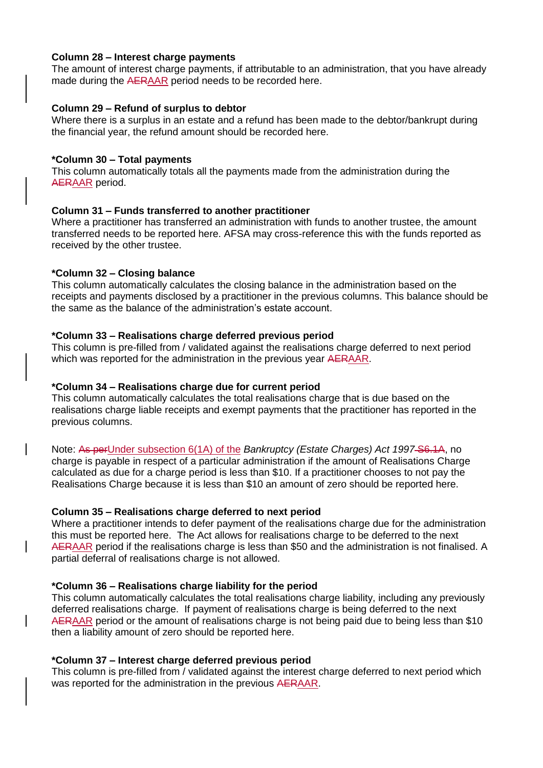**Column 28 – Interest charge payments**
The amount of interest charge payments, if attributable to an administration, that you have already made during the ~~AER~~AAR period needs to be recorded here.

**Column 29 – Refund of surplus to debtor**
Where there is a surplus in an estate and a refund has been made to the debtor/bankrupt during the financial year, the refund amount should be recorded here.

**\*Column 30 – Total payments**
This column automatically totals all the payments made from the administration during the ~~AER~~AAR period.

**Column 31 – Funds transferred to another practitioner**
Where a practitioner has transferred an administration with funds to another trustee, the amount transferred needs to be reported here. AFSA may cross-reference this with the funds reported as received by the other trustee.

**\*Column 32 – Closing balance**
This column automatically calculates the closing balance in the administration based on the receipts and payments disclosed by a practitioner in the previous columns. This balance should be the same as the balance of the administration's estate account.

**\*Column 33 – Realisations charge deferred previous period**
This column is pre-filled from / validated against the realisations charge deferred to next period which was reported for the administration in the previous year ~~AER~~AAR.

**\*Column 34 – Realisations charge due for current period**
This column automatically calculates the total realisations charge that is due based on the realisations charge liable receipts and exempt payments that the practitioner has reported in the previous columns.

Note: ~~As per~~Under subsection 6(1A) of the *Bankruptcy (Estate Charges) Act 1997* ~~S6.1A~~, no charge is payable in respect of a particular administration if the amount of Realisations Charge calculated as due for a charge period is less than $10. If a practitioner chooses to not pay the Realisations Charge because it is less than $10 an amount of zero should be reported here.

**Column 35 – Realisations charge deferred to next period**
Where a practitioner intends to defer payment of the realisations charge due for the administration this must be reported here. The Act allows for realisations charge to be deferred to the next ~~AER~~AAR period if the realisations charge is less than $50 and the administration is not finalised. A partial deferral of realisations charge is not allowed.

**\*Column 36 – Realisations charge liability for the period**
This column automatically calculates the total realisations charge liability, including any previously deferred realisations charge. If payment of realisations charge is being deferred to the next ~~AER~~AAR period or the amount of realisations charge is not being paid due to being less than $10 then a liability amount of zero should be reported here.

**\*Column 37 – Interest charge deferred previous period**
This column is pre-filled from / validated against the interest charge deferred to next period which was reported for the administration in the previous ~~AER~~AAR.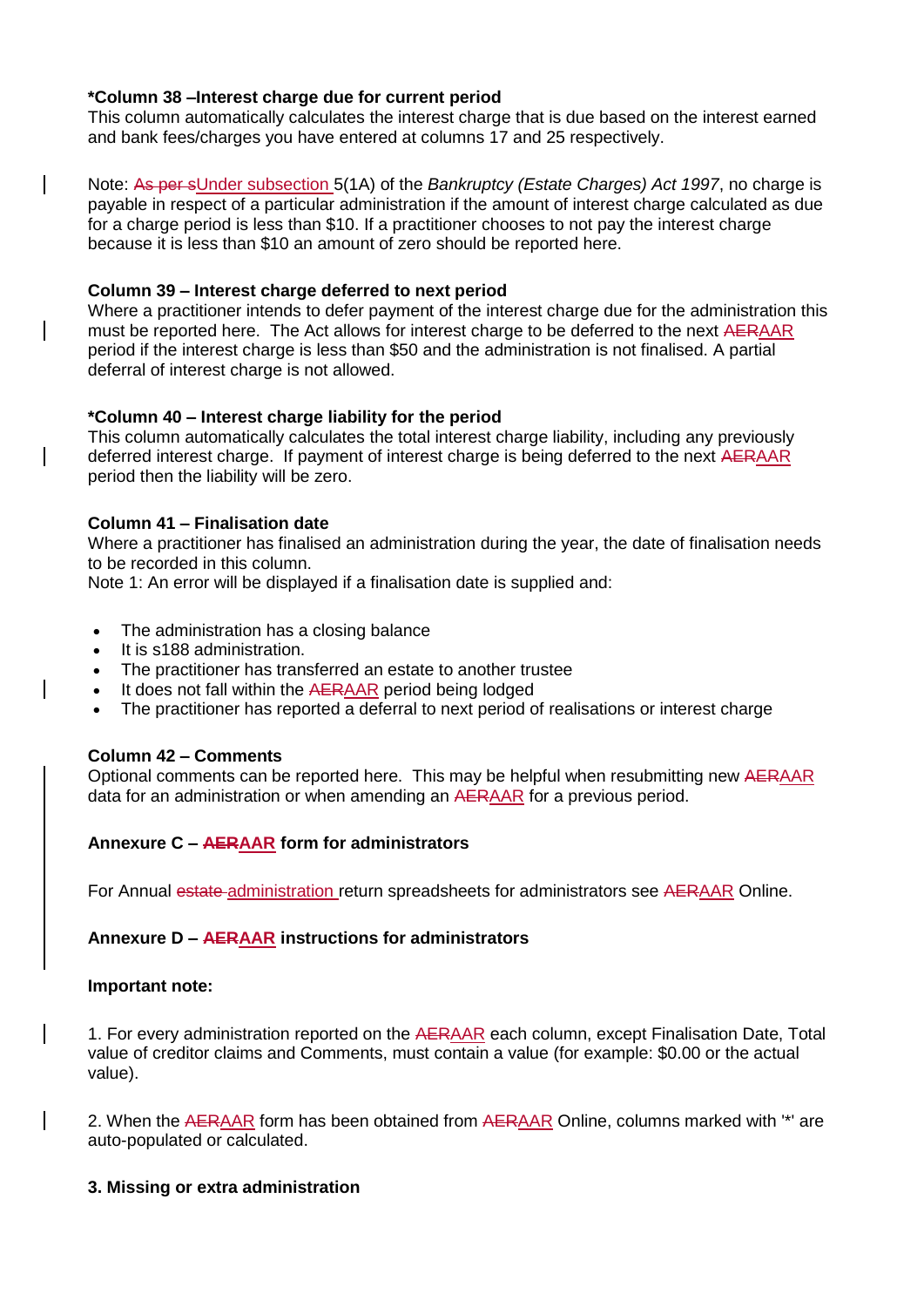### *Column 38 –Interest charge due for current period

This column automatically calculates the interest charge that is due based on the interest earned and bank fees/charges you have entered at columns 17 and 25 respectively.

Note: ~~As per s~~Under subsection 5(1A) of the *Bankruptcy (Estate Charges) Act 1997*, no charge is payable in respect of a particular administration if the amount of interest charge calculated as due for a charge period is less than $10. If a practitioner chooses to not pay the interest charge because it is less than $10 an amount of zero should be reported here.

### Column 39 – Interest charge deferred to next period

Where a practitioner intends to defer payment of the interest charge due for the administration this must be reported here. The Act allows for interest charge to be deferred to the next ~~AER~~AAR period if the interest charge is less than $50 and the administration is not finalised. A partial deferral of interest charge is not allowed.

### *Column 40 – Interest charge liability for the period

This column automatically calculates the total interest charge liability, including any previously deferred interest charge. If payment of interest charge is being deferred to the next ~~AER~~AAR period then the liability will be zero.

### Column 41 – Finalisation date

Where a practitioner has finalised an administration during the year, the date of finalisation needs to be recorded in this column.

Note 1: An error will be displayed if a finalisation date is supplied and:

- The administration has a closing balance
- It is s188 administration.
- The practitioner has transferred an estate to another trustee
- It does not fall within the ~~AER~~AAR period being lodged
- The practitioner has reported a deferral to next period of realisations or interest charge

### Column 42 – Comments

Optional comments can be reported here. This may be helpful when resubmitting new ~~AER~~AAR data for an administration or when amending an ~~AER~~AAR for a previous period.

## Annexure C – ~~AER~~AAR form for administrators

For Annual ~~estate~~ administration return spreadsheets for administrators see ~~AER~~AAR Online.

## Annexure D – ~~AER~~AAR instructions for administrators

**Important note:**

1. For every administration reported on the ~~AER~~AAR each column, except Finalisation Date, Total value of creditor claims and Comments, must contain a value (for example: $0.00 or the actual value).

2. When the ~~AER~~AAR form has been obtained from ~~AER~~AAR Online, columns marked with '*' are auto-populated or calculated.

**3. Missing or extra administration**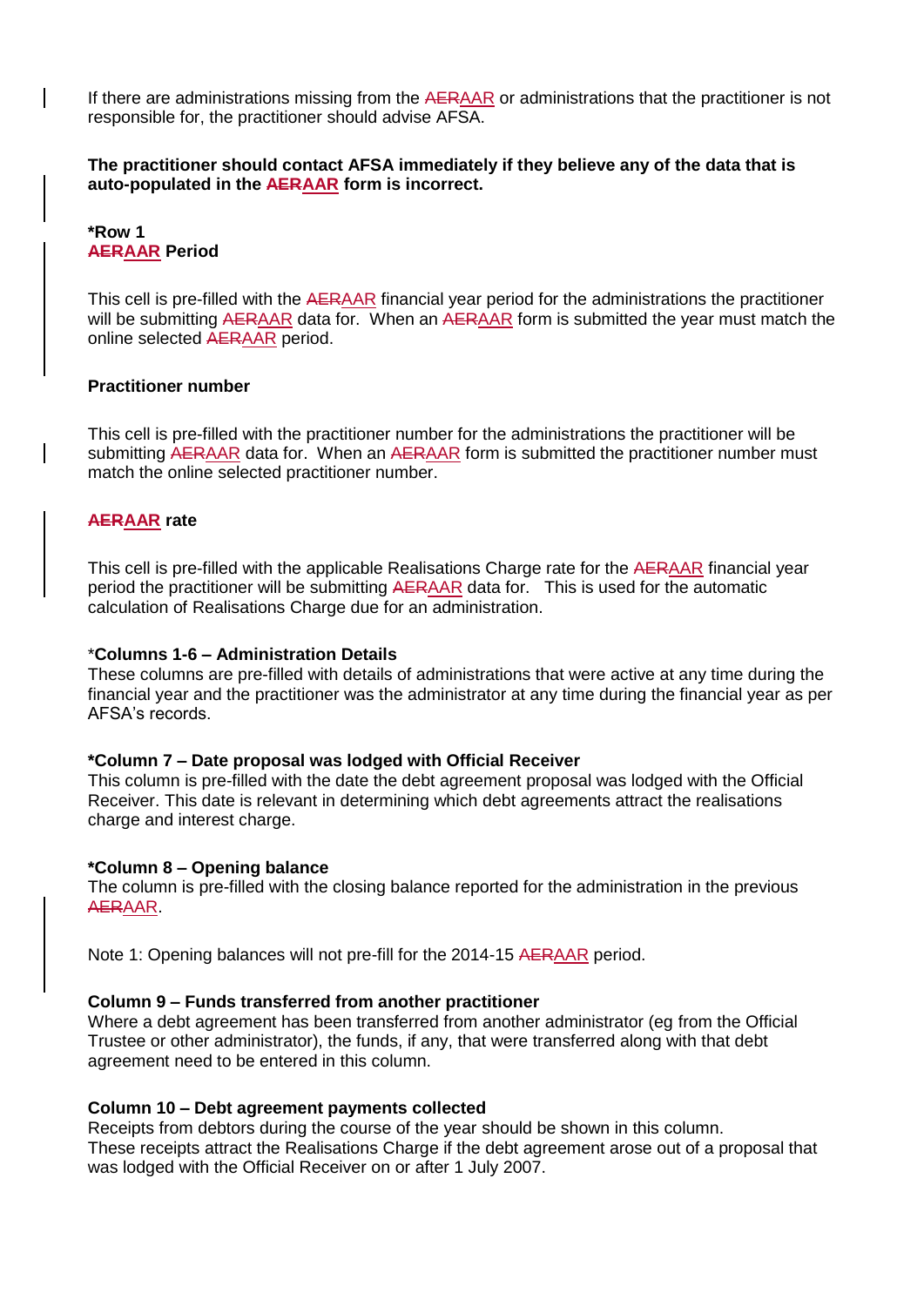If there are administrations missing from the ~~AER~~AAR or administrations that the practitioner is not responsible for, the practitioner should advise AFSA.

**The practitioner should contact AFSA immediately if they believe any of the data that is auto-populated in the ~~AER~~AAR form is incorrect.**

**\*Row 1**
**~~AER~~AAR Period**

This cell is pre-filled with the ~~AER~~AAR financial year period for the administrations the practitioner will be submitting ~~AER~~AAR data for. When an ~~AER~~AAR form is submitted the year must match the online selected ~~AER~~AAR period.

**Practitioner number**

This cell is pre-filled with the practitioner number for the administrations the practitioner will be submitting ~~AER~~AAR data for. When an ~~AER~~AAR form is submitted the practitioner number must match the online selected practitioner number.

**~~AER~~AAR rate**

This cell is pre-filled with the applicable Realisations Charge rate for the ~~AER~~AAR financial year period the practitioner will be submitting ~~AER~~AAR data for. This is used for the automatic calculation of Realisations Charge due for an administration.

\***Columns 1-6 – Administration Details**
These columns are pre-filled with details of administrations that were active at any time during the financial year and the practitioner was the administrator at any time during the financial year as per AFSA's records.

**\*Column 7 – Date proposal was lodged with Official Receiver**
This column is pre-filled with the date the debt agreement proposal was lodged with the Official Receiver. This date is relevant in determining which debt agreements attract the realisations charge and interest charge.

**\*Column 8 – Opening balance**
The column is pre-filled with the closing balance reported for the administration in the previous ~~AER~~AAR.

Note 1: Opening balances will not pre-fill for the 2014-15 ~~AER~~AAR period.

**Column 9 – Funds transferred from another practitioner**
Where a debt agreement has been transferred from another administrator (eg from the Official Trustee or other administrator), the funds, if any, that were transferred along with that debt agreement need to be entered in this column.

**Column 10 – Debt agreement payments collected**
Receipts from debtors during the course of the year should be shown in this column.
These receipts attract the Realisations Charge if the debt agreement arose out of a proposal that was lodged with the Official Receiver on or after 1 July 2007.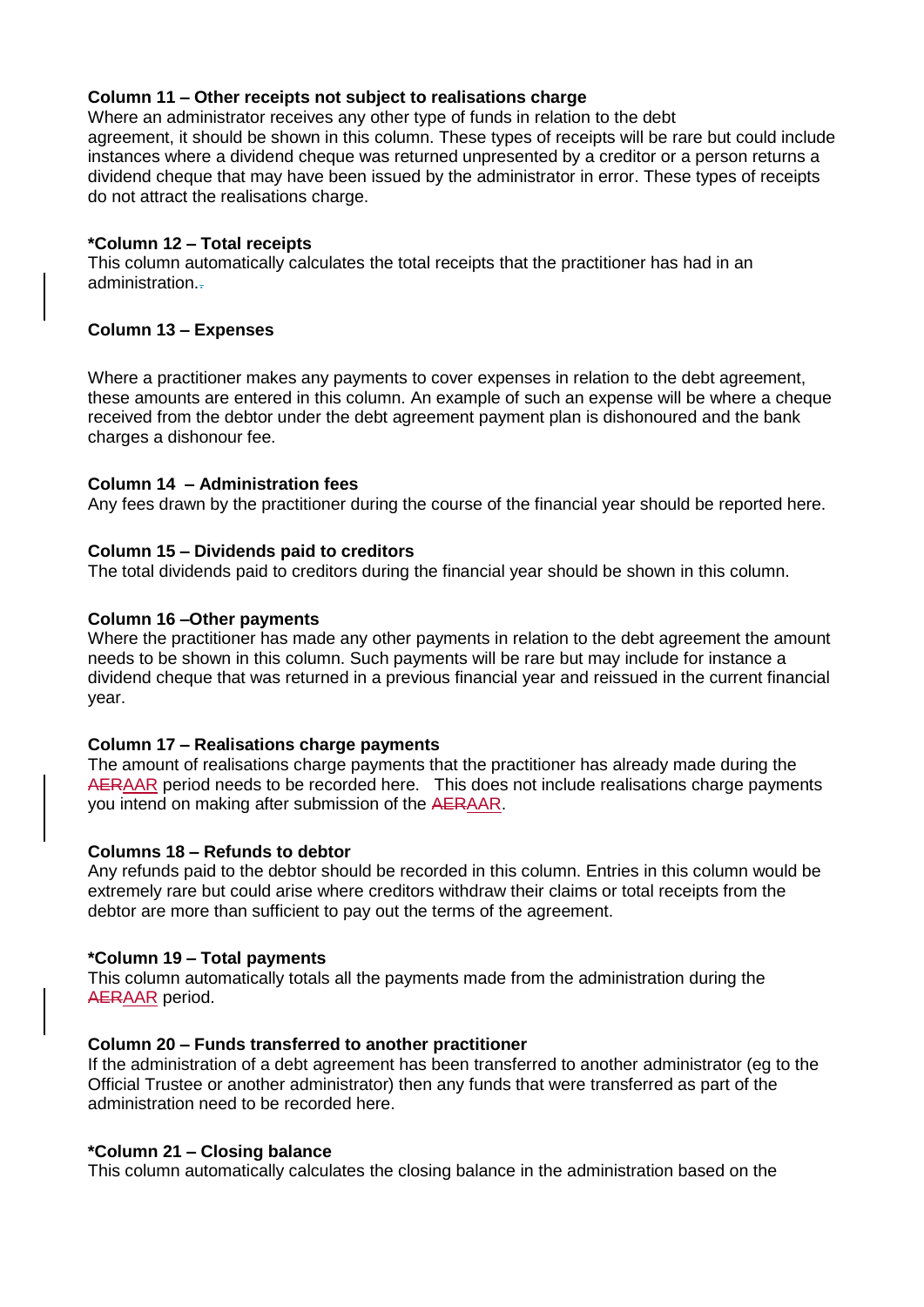**Column 11 – Other receipts not subject to realisations charge**
Where an administrator receives any other type of funds in relation to the debt agreement, it should be shown in this column. These types of receipts will be rare but could include instances where a dividend cheque was returned unpresented by a creditor or a person returns a dividend cheque that may have been issued by the administrator in error. These types of receipts do not attract the realisations charge.

**\*Column 12 – Total receipts**
This column automatically calculates the total receipts that the practitioner has had in an administration.

**Column 13 – Expenses**

Where a practitioner makes any payments to cover expenses in relation to the debt agreement, these amounts are entered in this column. An example of such an expense will be where a cheque received from the debtor under the debt agreement payment plan is dishonoured and the bank charges a dishonour fee.

**Column 14 – Administration fees**
Any fees drawn by the practitioner during the course of the financial year should be reported here.

**Column 15 – Dividends paid to creditors**
The total dividends paid to creditors during the financial year should be shown in this column.

**Column 16 –Other payments**
Where the practitioner has made any other payments in relation to the debt agreement the amount needs to be shown in this column. Such payments will be rare but may include for instance a dividend cheque that was returned in a previous financial year and reissued in the current financial year.

**Column 17 – Realisations charge payments**
The amount of realisations charge payments that the practitioner has already made during the ~~AER~~AAR period needs to be recorded here. This does not include realisations charge payments you intend on making after submission of the ~~AER~~AAR.

**Columns 18 – Refunds to debtor**
Any refunds paid to the debtor should be recorded in this column. Entries in this column would be extremely rare but could arise where creditors withdraw their claims or total receipts from the debtor are more than sufficient to pay out the terms of the agreement.

**\*Column 19 – Total payments**
This column automatically totals all the payments made from the administration during the ~~AER~~AAR period.

**Column 20 – Funds transferred to another practitioner**
If the administration of a debt agreement has been transferred to another administrator (eg to the Official Trustee or another administrator) then any funds that were transferred as part of the administration need to be recorded here.

**\*Column 21 – Closing balance**
This column automatically calculates the closing balance in the administration based on the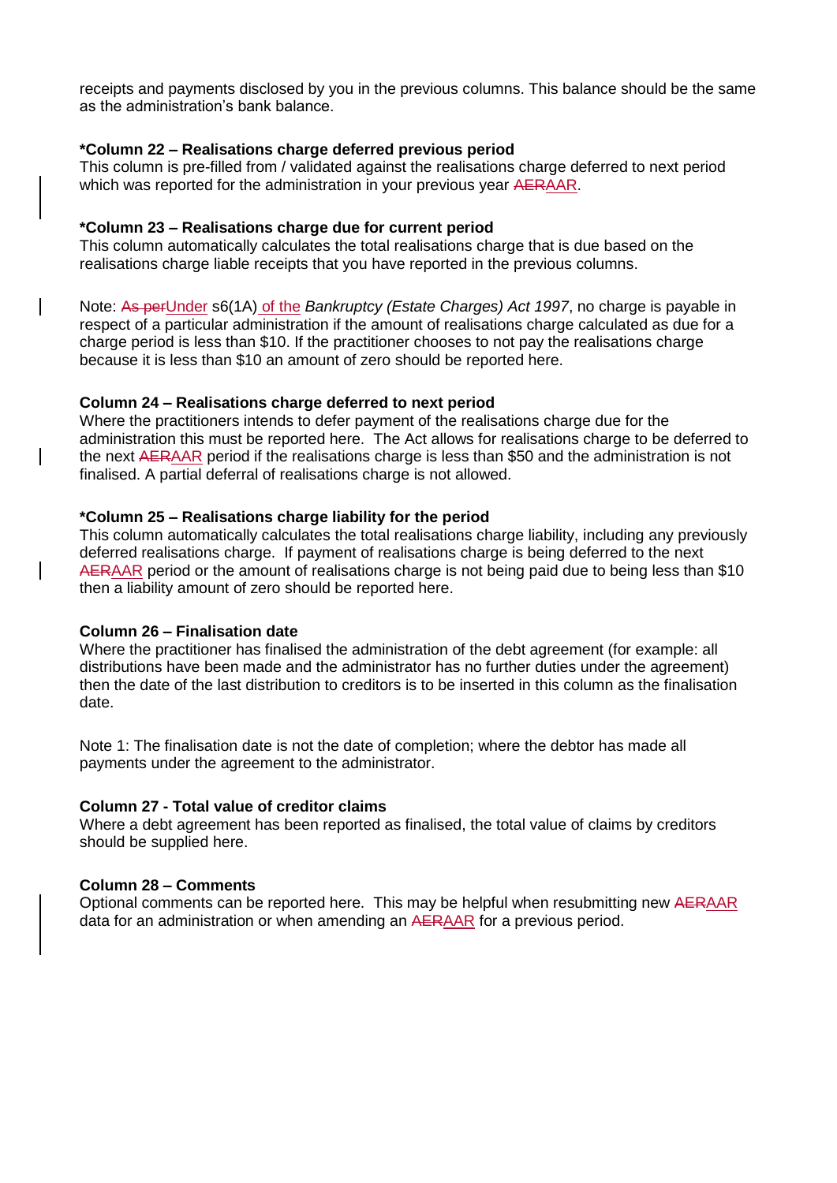receipts and payments disclosed by you in the previous columns. This balance should be the same as the administration's bank balance.

**\*Column 22 – Realisations charge deferred previous period**
This column is pre-filled from / validated against the realisations charge deferred to next period which was reported for the administration in your previous year ~~AER~~AAR.

**\*Column 23 – Realisations charge due for current period**
This column automatically calculates the total realisations charge that is due based on the realisations charge liable receipts that you have reported in the previous columns.

Note: ~~As per~~Under s6(1A) of the *Bankruptcy (Estate Charges) Act 1997*, no charge is payable in respect of a particular administration if the amount of realisations charge calculated as due for a charge period is less than $10. If the practitioner chooses to not pay the realisations charge because it is less than $10 an amount of zero should be reported here.

**Column 24 – Realisations charge deferred to next period**
Where the practitioners intends to defer payment of the realisations charge due for the administration this must be reported here. The Act allows for realisations charge to be deferred to the next ~~AER~~AAR period if the realisations charge is less than $50 and the administration is not finalised. A partial deferral of realisations charge is not allowed.

**\*Column 25 – Realisations charge liability for the period**
This column automatically calculates the total realisations charge liability, including any previously deferred realisations charge. If payment of realisations charge is being deferred to the next ~~AER~~AAR period or the amount of realisations charge is not being paid due to being less than $10 then a liability amount of zero should be reported here.

**Column 26 – Finalisation date**
Where the practitioner has finalised the administration of the debt agreement (for example: all distributions have been made and the administrator has no further duties under the agreement) then the date of the last distribution to creditors is to be inserted in this column as the finalisation date.

Note 1: The finalisation date is not the date of completion; where the debtor has made all payments under the agreement to the administrator.

**Column 27 - Total value of creditor claims**
Where a debt agreement has been reported as finalised, the total value of claims by creditors should be supplied here.

**Column 28 – Comments**
Optional comments can be reported here. This may be helpful when resubmitting new ~~AER~~AAR data for an administration or when amending an ~~AER~~AAR for a previous period.